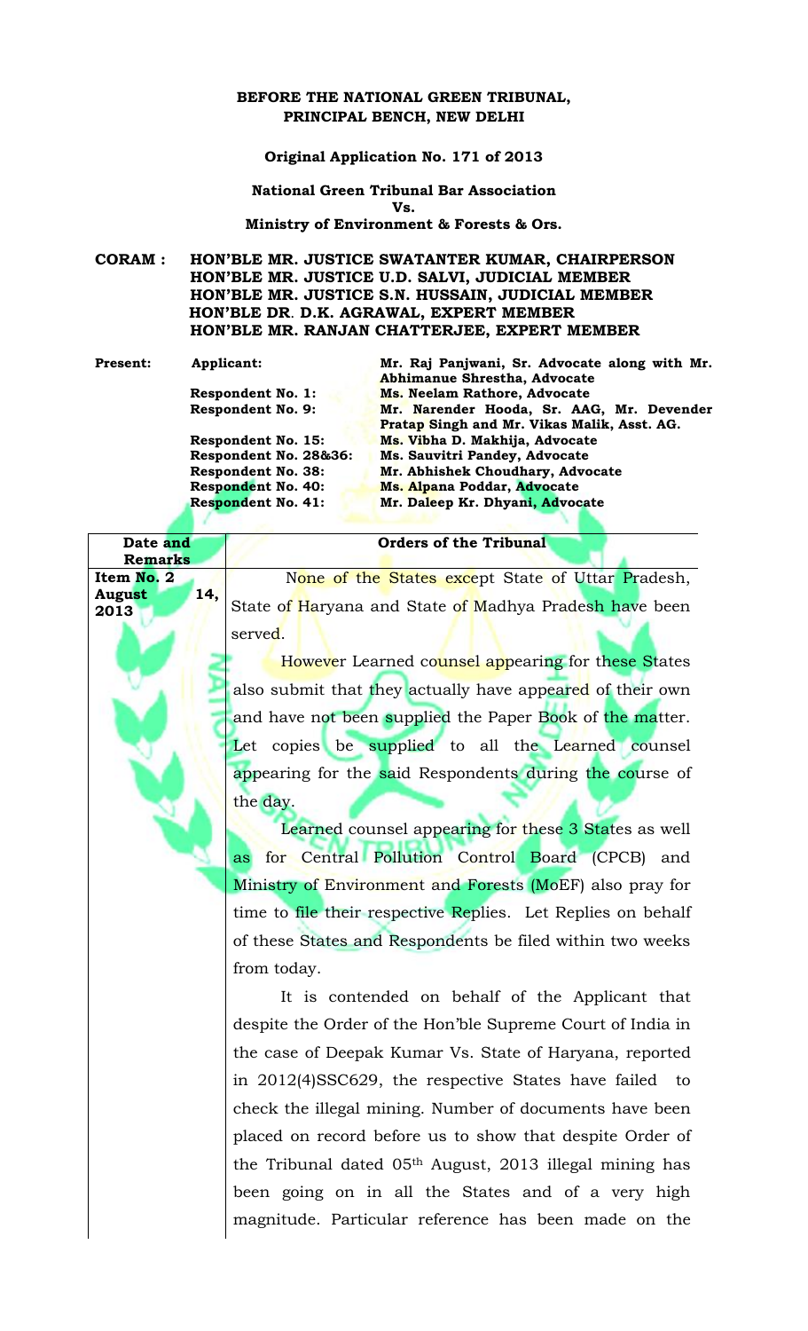**BEFORE THE NATIONAL GREEN TRIBUNAL,**
**PRINCIPAL BENCH, NEW DELHI**

**Original Application No. 171 of 2013**

**National Green Tribunal Bar Association**
**Vs.**
**Ministry of Environment & Forests & Ors.**

**CORAM : HON'BLE MR. JUSTICE SWATANTER KUMAR, CHAIRPERSON**
**HON'BLE MR. JUSTICE U.D. SALVI, JUDICIAL MEMBER**
**HON'BLE MR. JUSTICE S.N. HUSSAIN, JUDICIAL MEMBER**
**HON'BLE DR. D.K. AGRAWAL, EXPERT MEMBER**
**HON'BLE MR. RANJAN CHATTERJEE, EXPERT MEMBER**

| | | |
|---|---|---|
| **Present:** | **Applicant:** | **Mr. Raj Panjwani, Sr. Advocate along with Mr. Abhimanue Shrestha, Advocate** |
| | **Respondent No. 1:** | **Ms. Neelam Rathore, Advocate** |
| | **Respondent No. 9:** | **Mr. Narender Hooda, Sr. AAG, Mr. Devender Pratap Singh and Mr. Vikas Malik, Asst. AG.** |
| | **Respondent No. 15:** | **Ms. Vibha D. Makhija, Advocate** |
| | **Respondent No. 28&36:** | **Ms. Sauvitri Pandey, Advocate** |
| | **Respondent No. 38:** | **Mr. Abhishek Choudhary, Advocate** |
| | **Respondent No. 40:** | **Ms. Alpana Poddar, Advocate** |
| | **Respondent No. 41:** | **Mr. Daleep Kr. Dhyani, Advocate** |

| **Date and Remarks** | **Orders of the Tribunal** |
|---|---|
| **Item No. 2 August 14, 2013** | None of the States except State of Uttar Pradesh, State of Haryana and State of Madhya Pradesh have been served. |

However Learned counsel appearing for these States also submit that they actually have appeared of their own and have not been supplied the Paper Book of the matter. Let copies be supplied to all the Learned counsel appearing for the said Respondents during the course of the day.

Learned counsel appearing for these 3 States as well as for Central Pollution Control Board (CPCB) and Ministry of Environment and Forests (MoEF) also pray for time to file their respective Replies. Let Replies on behalf of these States and Respondents be filed within two weeks from today.

It is contended on behalf of the Applicant that despite the Order of the Hon'ble Supreme Court of India in the case of Deepak Kumar Vs. State of Haryana, reported in 2012(4)SSC629, the respective States have failed to check the illegal mining. Number of documents have been placed on record before us to show that despite Order of the Tribunal dated 05th August, 2013 illegal mining has been going on in all the States and of a very high magnitude. Particular reference has been made on the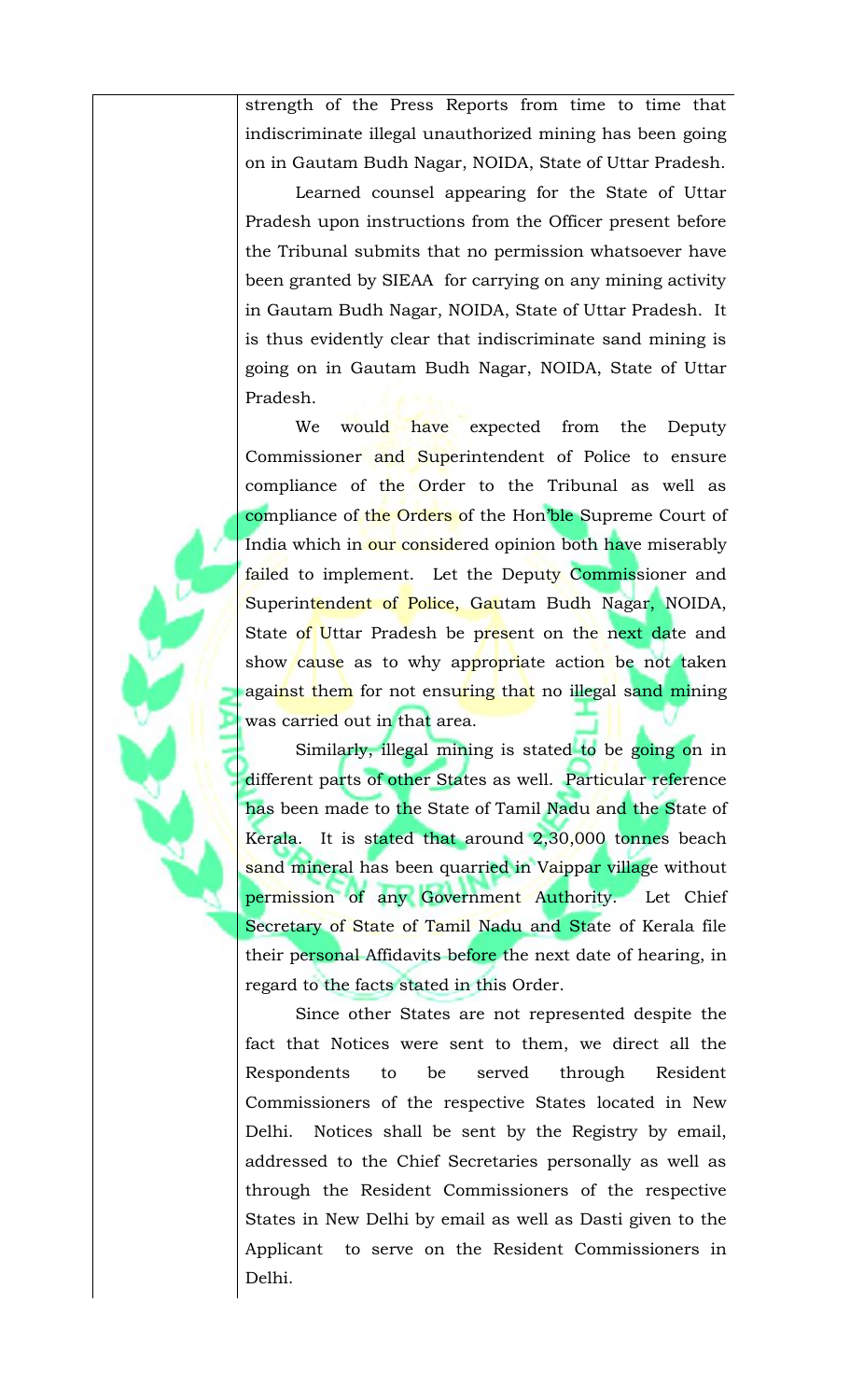strength of the Press Reports from time to time that indiscriminate illegal unauthorized mining has been going on in Gautam Budh Nagar, NOIDA, State of Uttar Pradesh.

Learned counsel appearing for the State of Uttar Pradesh upon instructions from the Officer present before the Tribunal submits that no permission whatsoever have been granted by SIEAA for carrying on any mining activity in Gautam Budh Nagar, NOIDA, State of Uttar Pradesh. It is thus evidently clear that indiscriminate sand mining is going on in Gautam Budh Nagar, NOIDA, State of Uttar Pradesh.

We would have expected from the Deputy Commissioner and Superintendent of Police to ensure compliance of the Order to the Tribunal as well as compliance of the Orders of the Hon'ble Supreme Court of India which in our considered opinion both have miserably failed to implement. Let the Deputy Commissioner and Superintendent of Police, Gautam Budh Nagar, NOIDA, State of Uttar Pradesh be present on the next date and show cause as to why appropriate action be not taken against them for not ensuring that no illegal sand mining was carried out in that area.

Similarly, illegal mining is stated to be going on in different parts of other States as well. Particular reference has been made to the State of Tamil Nadu and the State of Kerala. It is stated that around 2,30,000 tonnes beach sand mineral has been quarried in Vaippar village without permission of any Government Authority. Let Chief Secretary of State of Tamil Nadu and State of Kerala file their personal Affidavits before the next date of hearing, in regard to the facts stated in this Order.

Since other States are not represented despite the fact that Notices were sent to them, we direct all the Respondents to be served through Resident Commissioners of the respective States located in New Delhi. Notices shall be sent by the Registry by email, addressed to the Chief Secretaries personally as well as through the Resident Commissioners of the respective States in New Delhi by email as well as Dasti given to the Applicant to serve on the Resident Commissioners in Delhi.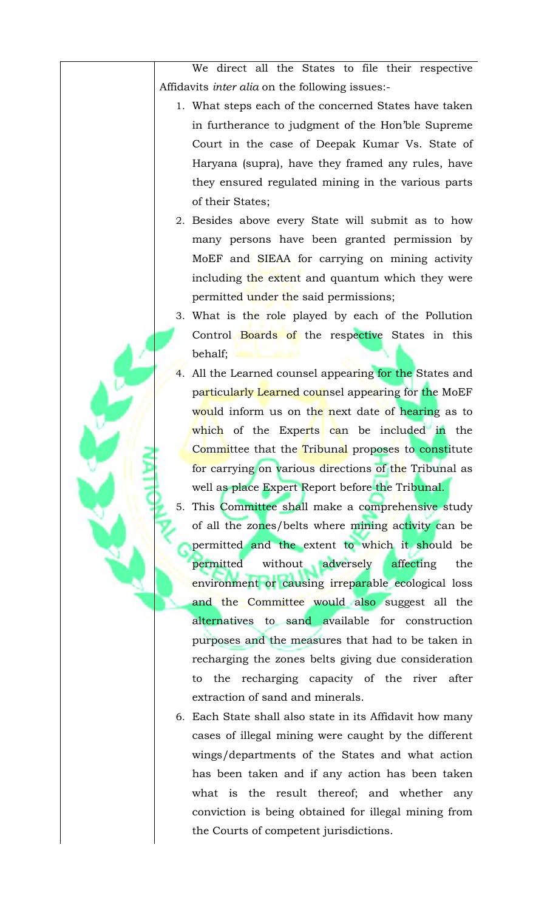We direct all the States to file their respective Affidavits *inter alia* on the following issues:-

1. What steps each of the concerned States have taken in furtherance to judgment of the Hon'ble Supreme Court in the case of Deepak Kumar Vs. State of Haryana (supra), have they framed any rules, have they ensured regulated mining in the various parts of their States;
2. Besides above every State will submit as to how many persons have been granted permission by MoEF and SIEAA for carrying on mining activity including the extent and quantum which they were permitted under the said permissions;
3. What is the role played by each of the Pollution Control Boards of the respective States in this behalf;
4. All the Learned counsel appearing for the States and particularly Learned counsel appearing for the MoEF would inform us on the next date of hearing as to which of the Experts can be included in the Committee that the Tribunal proposes to constitute for carrying on various directions of the Tribunal as well as place Expert Report before the Tribunal.
5. This Committee shall make a comprehensive study of all the zones/belts where mining activity can be permitted and the extent to which it should be permitted without adversely affecting the environment or causing irreparable ecological loss and the Committee would also suggest all the alternatives to sand available for construction purposes and the measures that had to be taken in recharging the zones belts giving due consideration to the recharging capacity of the river after extraction of sand and minerals.
6. Each State shall also state in its Affidavit how many cases of illegal mining were caught by the different wings/departments of the States and what action has been taken and if any action has been taken what is the result thereof; and whether any conviction is being obtained for illegal mining from the Courts of competent jurisdictions.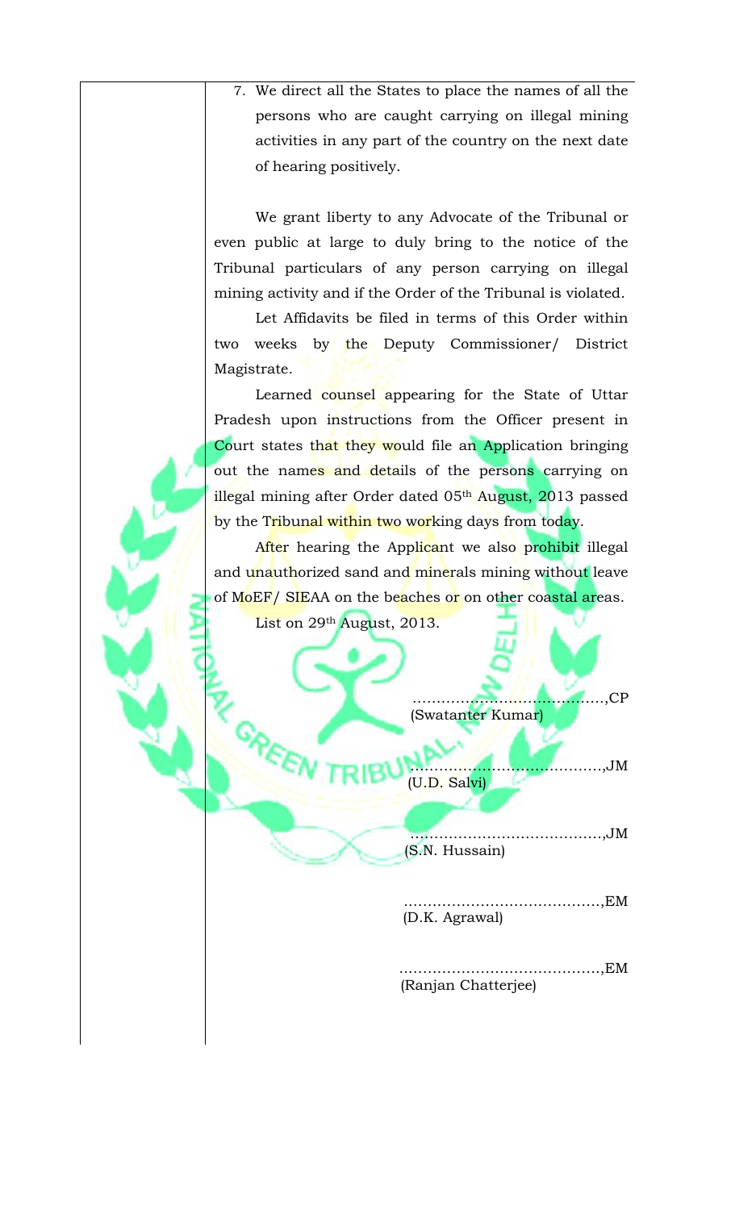7. We direct all the States to place the names of all the persons who are caught carrying on illegal mining activities in any part of the country on the next date of hearing positively.

We grant liberty to any Advocate of the Tribunal or even public at large to duly bring to the notice of the Tribunal particulars of any person carrying on illegal mining activity and if the Order of the Tribunal is violated.

Let Affidavits be filed in terms of this Order within two weeks by the Deputy Commissioner/ District Magistrate.

Learned counsel appearing for the State of Uttar Pradesh upon instructions from the Officer present in Court states that they would file an Application bringing out the names and details of the persons carrying on illegal mining after Order dated 05th August, 2013 passed by the Tribunal within two working days from today.

After hearing the Applicant we also prohibit illegal and unauthorized sand and minerals mining without leave of MoEF/ SIEAA on the beaches or on other coastal areas.

List on 29th August, 2013.

..........................................,CP
(Swatanter Kumar)

..........................................,JM
(U.D. Salvi)

..........................................,JM
(S.N. Hussain)

..........................................,EM
(D.K. Agrawal)

..........................................,EM
(Ranjan Chatterjee)